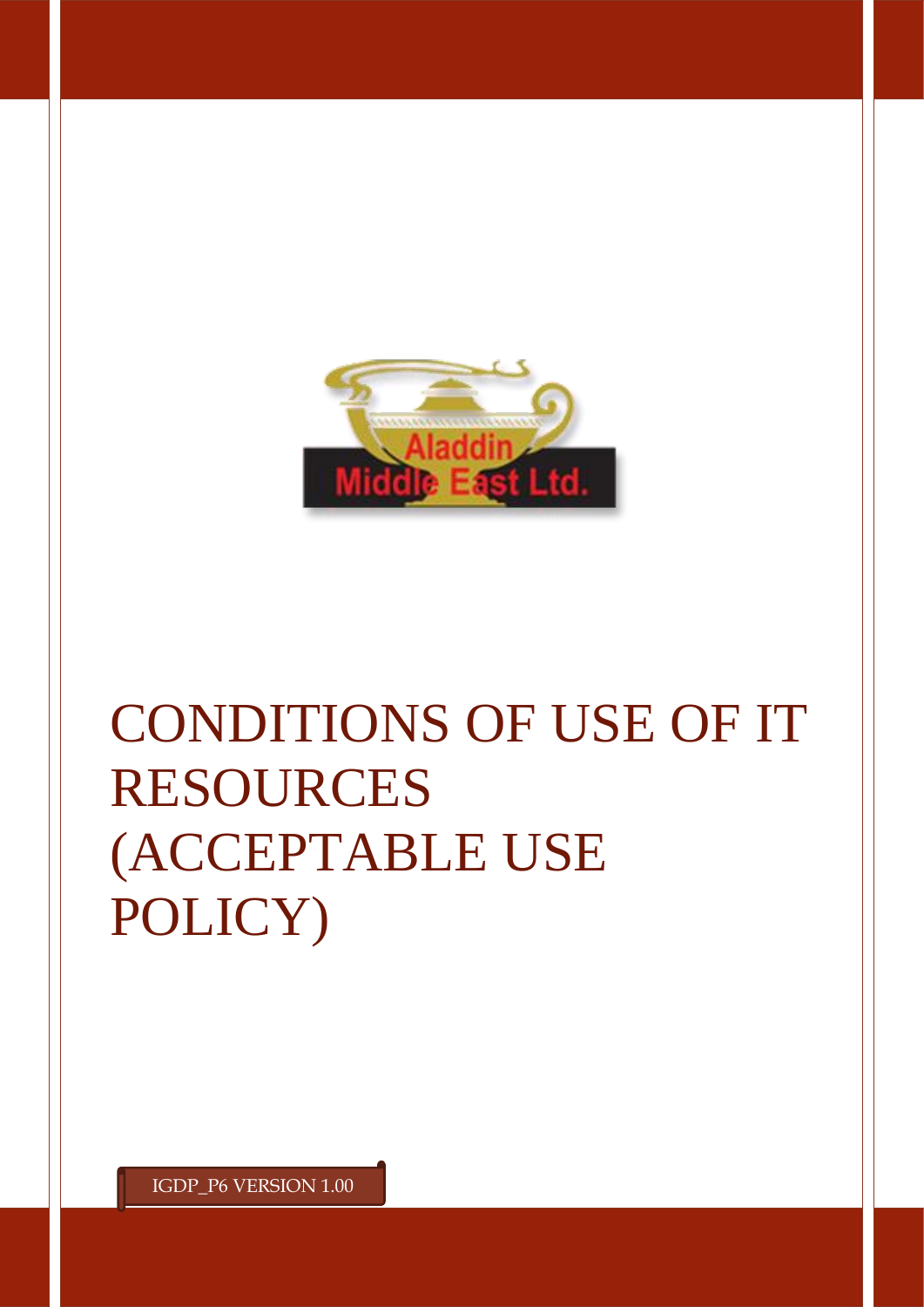# CONDITIONS OF USE OF IT RESOURCES (ACCEPTABLE USE POLICY)

IGDP_P6 VERSION 1.00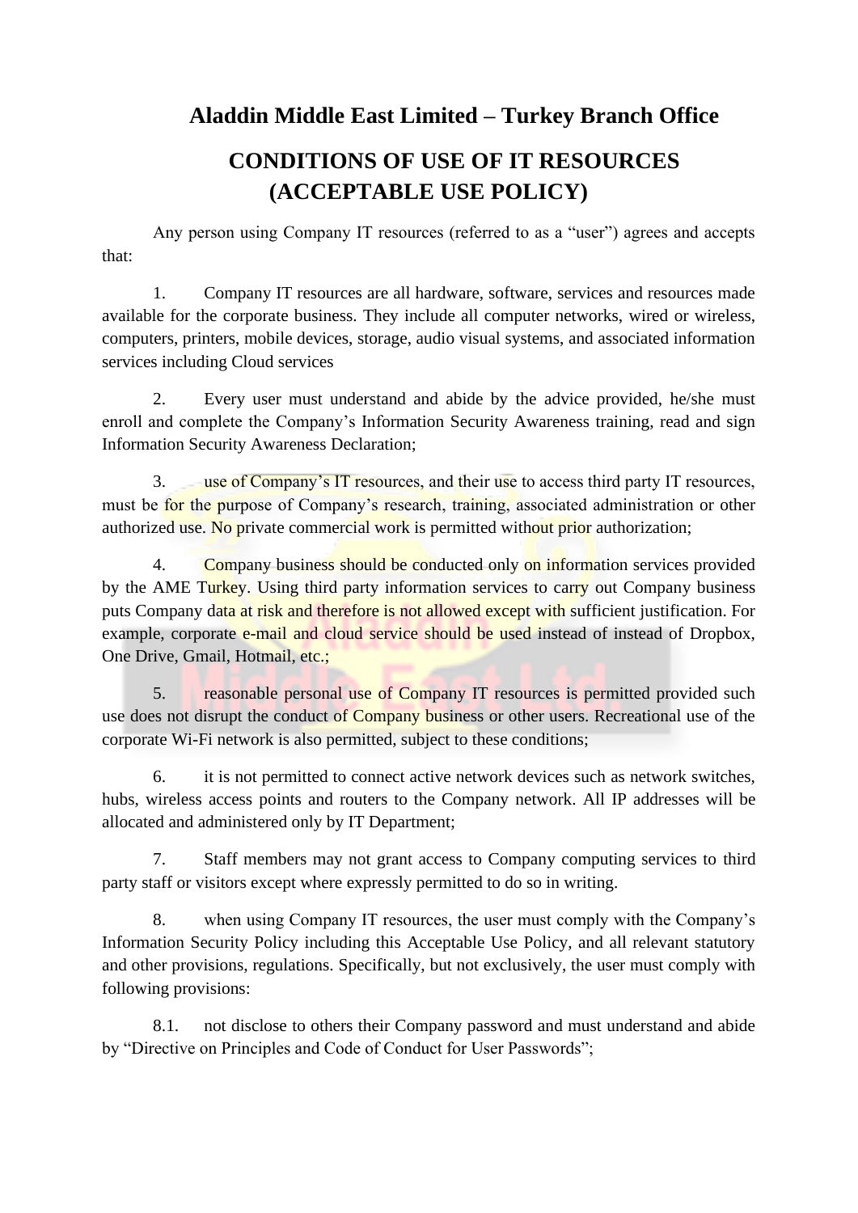# Aladdin Middle East Limited – Turkey Branch Office

## CONDITIONS OF USE OF IT RESOURCES (ACCEPTABLE USE POLICY)

Any person using Company IT resources (referred to as a "user") agrees and accepts that:

1. Company IT resources are all hardware, software, services and resources made available for the corporate business. They include all computer networks, wired or wireless, computers, printers, mobile devices, storage, audio visual systems, and associated information services including Cloud services

2. Every user must understand and abide by the advice provided, he/she must enroll and complete the Company's Information Security Awareness training, read and sign Information Security Awareness Declaration;

3. use of Company's IT resources, and their use to access third party IT resources, must be for the purpose of Company's research, training, associated administration or other authorized use. No private commercial work is permitted without prior authorization;

4. Company business should be conducted only on information services provided by the AME Turkey. Using third party information services to carry out Company business puts Company data at risk and therefore is not allowed except with sufficient justification. For example, corporate e-mail and cloud service should be used instead of instead of Dropbox, One Drive, Gmail, Hotmail, etc.;

5. reasonable personal use of Company IT resources is permitted provided such use does not disrupt the conduct of Company business or other users. Recreational use of the corporate Wi-Fi network is also permitted, subject to these conditions;

6. it is not permitted to connect active network devices such as network switches, hubs, wireless access points and routers to the Company network. All IP addresses will be allocated and administered only by IT Department;

7. Staff members may not grant access to Company computing services to third party staff or visitors except where expressly permitted to do so in writing.

8. when using Company IT resources, the user must comply with the Company's Information Security Policy including this Acceptable Use Policy, and all relevant statutory and other provisions, regulations. Specifically, but not exclusively, the user must comply with following provisions:

8.1. not disclose to others their Company password and must understand and abide by "Directive on Principles and Code of Conduct for User Passwords";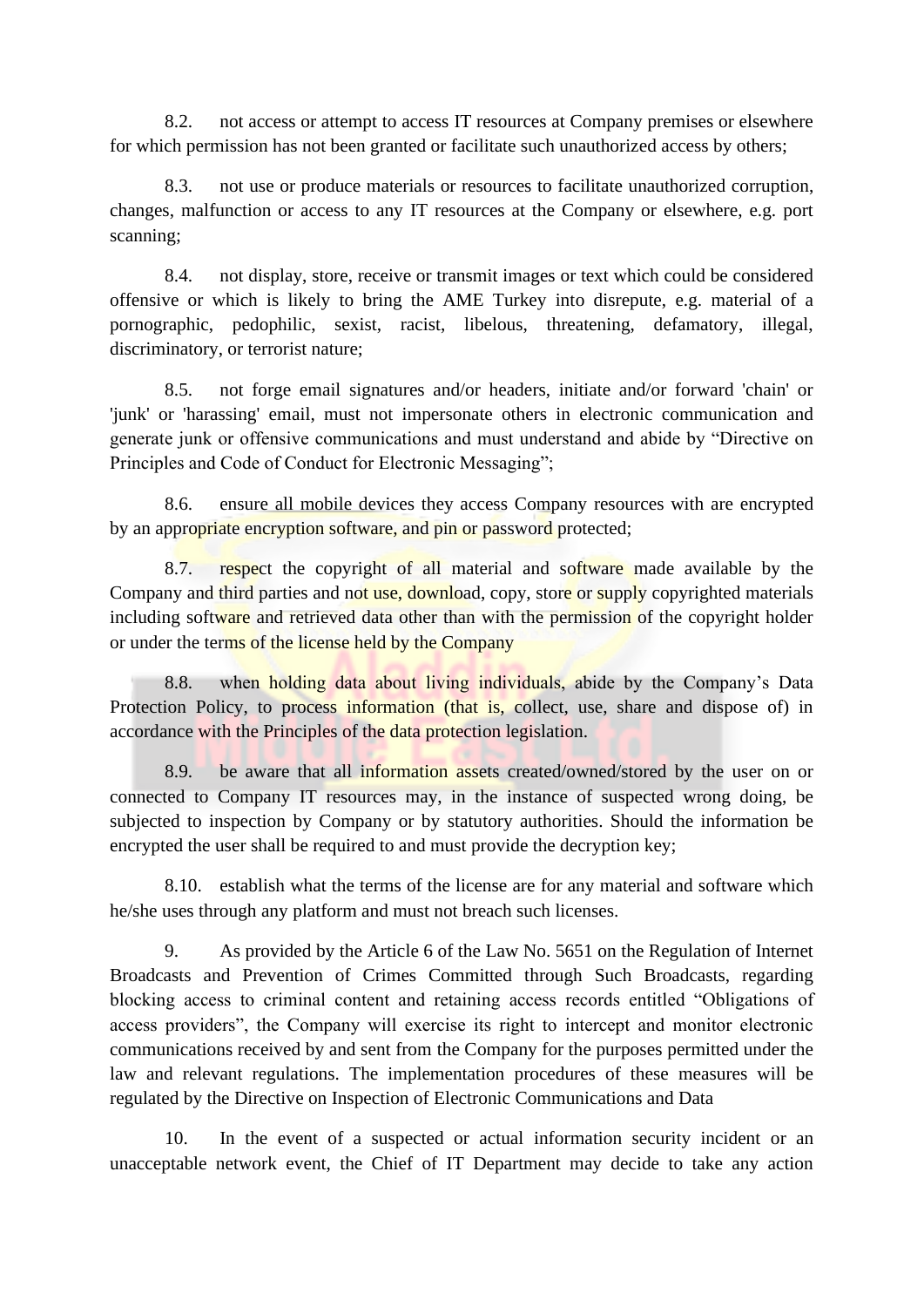8.2. not access or attempt to access IT resources at Company premises or elsewhere for which permission has not been granted or facilitate such unauthorized access by others;

8.3. not use or produce materials or resources to facilitate unauthorized corruption, changes, malfunction or access to any IT resources at the Company or elsewhere, e.g. port scanning;

8.4. not display, store, receive or transmit images or text which could be considered offensive or which is likely to bring the AME Turkey into disrepute, e.g. material of a pornographic, pedophilic, sexist, racist, libelous, threatening, defamatory, illegal, discriminatory, or terrorist nature;

8.5. not forge email signatures and/or headers, initiate and/or forward 'chain' or 'junk' or 'harassing' email, must not impersonate others in electronic communication and generate junk or offensive communications and must understand and abide by "Directive on Principles and Code of Conduct for Electronic Messaging";

8.6. ensure all mobile devices they access Company resources with are encrypted by an appropriate encryption software, and pin or password protected;

8.7. respect the copyright of all material and software made available by the Company and third parties and not use, download, copy, store or supply copyrighted materials including software and retrieved data other than with the permission of the copyright holder or under the terms of the license held by the Company

8.8. when holding data about living individuals, abide by the Company's Data Protection Policy, to process information (that is, collect, use, share and dispose of) in accordance with the Principles of the data protection legislation.

8.9. be aware that all information assets created/owned/stored by the user on or connected to Company IT resources may, in the instance of suspected wrong doing, be subjected to inspection by Company or by statutory authorities. Should the information be encrypted the user shall be required to and must provide the decryption key;

8.10. establish what the terms of the license are for any material and software which he/she uses through any platform and must not breach such licenses.

9. As provided by the Article 6 of the Law No. 5651 on the Regulation of Internet Broadcasts and Prevention of Crimes Committed through Such Broadcasts, regarding blocking access to criminal content and retaining access records entitled "Obligations of access providers", the Company will exercise its right to intercept and monitor electronic communications received by and sent from the Company for the purposes permitted under the law and relevant regulations. The implementation procedures of these measures will be regulated by the Directive on Inspection of Electronic Communications and Data

10. In the event of a suspected or actual information security incident or an unacceptable network event, the Chief of IT Department may decide to take any action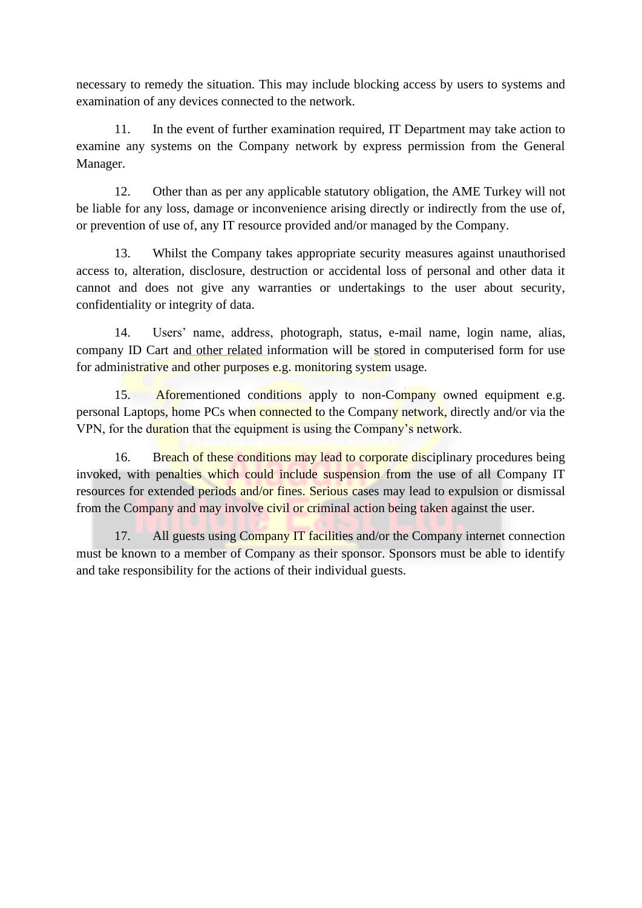necessary to remedy the situation. This may include blocking access by users to systems and examination of any devices connected to the network.

11. In the event of further examination required, IT Department may take action to examine any systems on the Company network by express permission from the General Manager.

12. Other than as per any applicable statutory obligation, the AME Turkey will not be liable for any loss, damage or inconvenience arising directly or indirectly from the use of, or prevention of use of, any IT resource provided and/or managed by the Company.

13. Whilst the Company takes appropriate security measures against unauthorised access to, alteration, disclosure, destruction or accidental loss of personal and other data it cannot and does not give any warranties or undertakings to the user about security, confidentiality or integrity of data.

14. Users' name, address, photograph, status, e-mail name, login name, alias, company ID Cart and other related information will be stored in computerised form for use for administrative and other purposes e.g. monitoring system usage.

15. Aforementioned conditions apply to non-Company owned equipment e.g. personal Laptops, home PCs when connected to the Company network, directly and/or via the VPN, for the duration that the equipment is using the Company's network.

16. Breach of these conditions may lead to corporate disciplinary procedures being invoked, with penalties which could include suspension from the use of all Company IT resources for extended periods and/or fines. Serious cases may lead to expulsion or dismissal from the Company and may involve civil or criminal action being taken against the user.

17. All guests using Company IT facilities and/or the Company internet connection must be known to a member of Company as their sponsor. Sponsors must be able to identify and take responsibility for the actions of their individual guests.